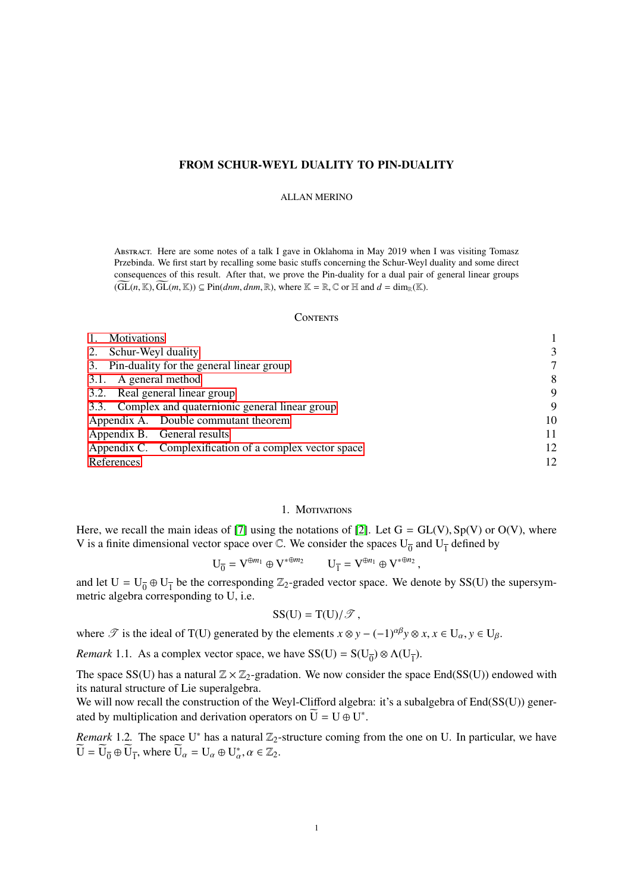# FROM SCHUR-WEYL DUALITY TO PIN-DUALITY

ALLAN MERINO

Abstract. Here are some notes of a talk I gave in Oklahoma in May 2019 when I was visiting Tomasz Przebinda. We first start by recalling some basic stuffs concerning the Schur-Weyl duality and some direct consequences of this result. After that, we prove the Pin-duality for a dual pair of general linear groups $(\widetilde{\mathrm{GL}}(n, \mathbb{K}), \widetilde{\mathrm{GL}}(m, \mathbb{K})) \subseteq \mathrm{Pin}(dnm, dnm, \mathbb{R})$, where $\mathbb{K} = \mathbb{R}, \mathbb{C}$ or $\mathbb{H}$ and $d = \dim_{\mathbb{R}}(\mathbb{K})$.

## Contents

| | |
|---|---|
| 1. Motivations | 1 |
| 2. Schur-Weyl duality | 3 |
| 3. Pin-duality for the general linear group | 7 |
| 3.1. A general method | 8 |
| 3.2. Real general linear group | 9 |
| 3.3. Complex and quaternionic general linear group | 9 |
| Appendix A. Double commutant theorem | 10 |
| Appendix B. General results | 11 |
| Appendix C. Complexification of a complex vector space | 12 |
| References | 12 |

## 1. Motivations

Here, we recall the main ideas of [7] using the notations of [2]. Let $\mathrm{G} = \mathrm{GL}(\mathrm{V}), \mathrm{Sp}(\mathrm{V})$ or $\mathrm{O}(\mathrm{V})$, where V is a finite dimensional vector space over $\mathbb{C}$. We consider the spaces $\mathrm{U}_{\overline{0}}$ and $\mathrm{U}_{\overline{1}}$ defined by

$$\mathrm{U}_{\overline{0}} = \mathrm{V}^{\oplus m_1} \oplus \mathrm{V}^{*\oplus m_2} \qquad \mathrm{U}_{\overline{1}} = \mathrm{V}^{\oplus n_1} \oplus \mathrm{V}^{*\oplus n_2}\,,$$

and let $\mathrm{U} = \mathrm{U}_{\overline{0}} \oplus \mathrm{U}_{\overline{1}}$ be the corresponding $\mathbb{Z}_2$-graded vector space. We denote by SS(U) the supersymmetric algebra corresponding to U, i.e.

$$\mathrm{SS}(\mathrm{U}) = \mathrm{T}(\mathrm{U})/\mathscr{T}\,,$$

where $\mathscr{T}$ is the ideal of T(U) generated by the elements $x \otimes y - (-1)^{\alpha\beta} y \otimes x$, $x \in \mathrm{U}_{\alpha}, y \in \mathrm{U}_{\beta}$.

*Remark* 1.1. As a complex vector space, we have $\mathrm{SS}(\mathrm{U}) = \mathrm{S}(\mathrm{U}_{\overline{0}}) \otimes \Lambda(\mathrm{U}_{\overline{1}})$.

The space SS(U) has a natural $\mathbb{Z} \times \mathbb{Z}_2$-gradation. We now consider the space End(SS(U)) endowed with its natural structure of Lie superalgebra.
We will now recall the construction of the Weyl-Clifford algebra: it's a subalgebra of End(SS(U)) generated by multiplication and derivation operators on $\widetilde{\mathrm{U}} = \mathrm{U} \oplus \mathrm{U}^*$.

*Remark* 1.2. The space $\mathrm{U}^*$ has a natural $\mathbb{Z}_2$-structure coming from the one on U. In particular, we have $\widetilde{\mathrm{U}} = \widetilde{\mathrm{U}}_{\overline{0}} \oplus \widetilde{\mathrm{U}}_{\overline{1}}$, where $\widetilde{\mathrm{U}}_{\alpha} = \mathrm{U}_{\alpha} \oplus \mathrm{U}^*_{\alpha}, \alpha \in \mathbb{Z}_2$.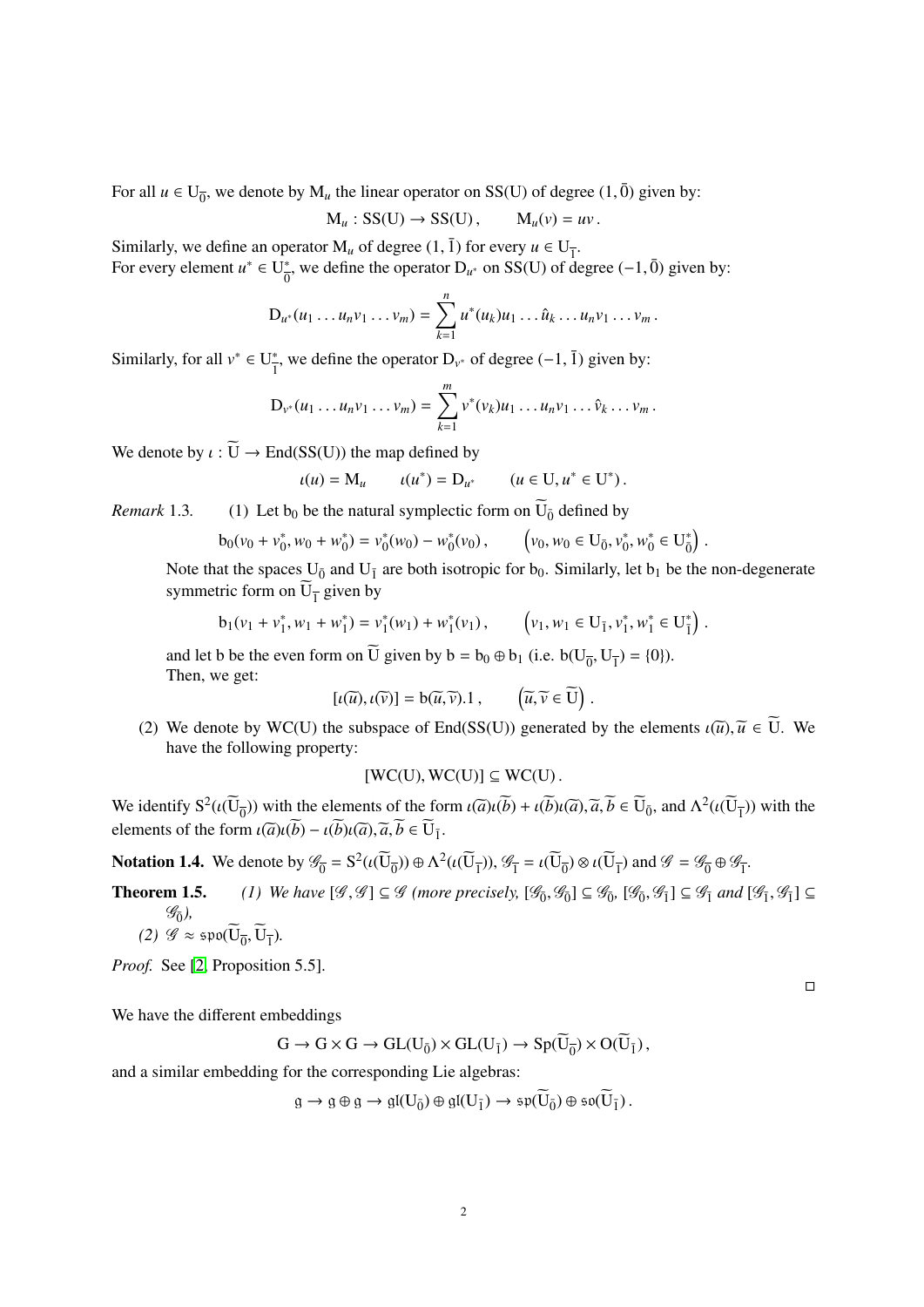For all $u \in \mathrm{U}_{\overline{0}}$, we denote by $\mathrm{M}_u$ the linear operator on $\mathrm{SS}(\mathrm{U})$ of degree $(1, \bar{0})$ given by:

$$\mathrm{M}_u : \mathrm{SS}(\mathrm{U}) \to \mathrm{SS}(\mathrm{U}), \qquad \mathrm{M}_u(v) = uv.$$

Similarly, we define an operator $\mathrm{M}_u$ of degree $(1, \bar{1})$ for every $u \in \mathrm{U}_{\overline{1}}$.
For every element $u^* \in \mathrm{U}^*_{\overline{0}}$, we define the operator $\mathrm{D}_{u^*}$ on $\mathrm{SS}(\mathrm{U})$ of degree $(-1, \bar{0})$ given by:

$$\mathrm{D}_{u^*}(u_1 \ldots u_n v_1 \ldots v_m) = \sum_{k=1}^{n} u^*(u_k) u_1 \ldots \hat{u}_k \ldots u_n v_1 \ldots v_m.$$

Similarly, for all $v^* \in \mathrm{U}^*_{\overline{1}}$, we define the operator $\mathrm{D}_{v^*}$ of degree $(-1, \bar{1})$ given by:

$$\mathrm{D}_{v^*}(u_1 \ldots u_n v_1 \ldots v_m) = \sum_{k=1}^{m} v^*(v_k) u_1 \ldots u_n v_1 \ldots \hat{v}_k \ldots v_m.$$

We denote by $\iota : \widetilde{\mathrm{U}} \to \mathrm{End}(\mathrm{SS}(\mathrm{U}))$ the map defined by

$$\iota(u) = \mathrm{M}_u \qquad \iota(u^*) = \mathrm{D}_{u^*} \qquad (u \in \mathrm{U}, u^* \in \mathrm{U}^*).$$

*Remark* 1.3. (1) Let $\mathrm{b}_0$ be the natural symplectic form on $\widetilde{\mathrm{U}}_{\bar{0}}$ defined by

$$\mathrm{b}_0(v_0 + v_0^*, w_0 + w_0^*) = v_0^*(w_0) - w_0^*(v_0), \qquad \left(v_0, w_0 \in \mathrm{U}_{\bar{0}}, v_0^*, w_0^* \in \mathrm{U}^*_{\bar{0}}\right).$$

Note that the spaces $\mathrm{U}_{\bar{0}}$ and $\mathrm{U}_{\bar{1}}$ are both isotropic for $\mathrm{b}_0$. Similarly, let $\mathrm{b}_1$ be the non-degenerate symmetric form on $\widetilde{\mathrm{U}}_{\overline{1}}$ given by

$$\mathrm{b}_1(v_1 + v_1^*, w_1 + w_1^*) = v_1^*(w_1) + w_1^*(v_1), \qquad \left(v_1, w_1 \in \mathrm{U}_{\bar{1}}, v_1^*, w_1^* \in \mathrm{U}^*_{\bar{1}}\right).$$

and let $\mathrm{b}$ be the even form on $\widetilde{\mathrm{U}}$ given by $\mathrm{b} = \mathrm{b}_0 \oplus \mathrm{b}_1$ (i.e. $\mathrm{b}(\mathrm{U}_{\overline{0}}, \mathrm{U}_{\overline{1}}) = \{0\}$).
Then, we get:

$$[\iota(\widetilde{u}), \iota(\widetilde{v})] = \mathrm{b}(\widetilde{u}, \widetilde{v}).1, \qquad \left(\widetilde{u}, \widetilde{v} \in \widetilde{\mathrm{U}}\right).$$

(2) We denote by $\mathrm{WC}(\mathrm{U})$ the subspace of $\mathrm{End}(\mathrm{SS}(\mathrm{U}))$ generated by the elements $\iota(\widetilde{u}), \widetilde{u} \in \widetilde{\mathrm{U}}$. We have the following property:

$$[\mathrm{WC}(\mathrm{U}), \mathrm{WC}(\mathrm{U})] \subseteq \mathrm{WC}(\mathrm{U}).$$

We identify $\mathrm{S}^2(\iota(\widetilde{\mathrm{U}}_{\overline{0}}))$ with the elements of the form $\iota(\widetilde{a})\iota(\widetilde{b}) + \iota(\widetilde{b})\iota(\widetilde{a}), \widetilde{a}, \widetilde{b} \in \widetilde{\mathrm{U}}_{\bar{0}}$, and $\Lambda^2(\iota(\widetilde{\mathrm{U}}_{\overline{1}}))$ with the elements of the form $\iota(\widetilde{a})\iota(\widetilde{b}) - \iota(\widetilde{b})\iota(\widetilde{a}), \widetilde{a}, \widetilde{b} \in \widetilde{\mathrm{U}}_{\bar{1}}$.

**Notation 1.4.** We denote by $\mathscr{G}_{\overline{0}} = \mathrm{S}^2(\iota(\widetilde{\mathrm{U}}_{\overline{0}})) \oplus \Lambda^2(\iota(\widetilde{\mathrm{U}}_{\overline{1}}))$, $\mathscr{G}_{\overline{1}} = \iota(\widetilde{\mathrm{U}}_{\overline{0}}) \otimes \iota(\widetilde{\mathrm{U}}_{\overline{1}})$ and $\mathscr{G} = \mathscr{G}_{\overline{0}} \oplus \mathscr{G}_{\overline{1}}$.

**Theorem 1.5.** *(1) We have $[\mathscr{G}, \mathscr{G}] \subseteq \mathscr{G}$ (more precisely, $[\mathscr{G}_{\bar{0}}, \mathscr{G}_{\bar{0}}] \subseteq \mathscr{G}_{\bar{0}}$, $[\mathscr{G}_{\bar{0}}, \mathscr{G}_{\bar{1}}] \subseteq \mathscr{G}_{\bar{1}}$ and $[\mathscr{G}_{\bar{1}}, \mathscr{G}_{\bar{1}}] \subseteq \mathscr{G}_{\bar{0}}$),*
*(2) $\mathscr{G} \approx \mathfrak{spo}(\widetilde{\mathrm{U}}_{\overline{0}}, \widetilde{\mathrm{U}}_{\overline{1}})$.*

*Proof.* See [2, Proposition 5.5]. □

We have the different embeddings

$$\mathrm{G} \to \mathrm{G} \times \mathrm{G} \to \mathrm{GL}(\mathrm{U}_{\bar{0}}) \times \mathrm{GL}(\mathrm{U}_{\bar{1}}) \to \mathrm{Sp}(\widetilde{\mathrm{U}}_{\overline{0}}) \times \mathrm{O}(\widetilde{\mathrm{U}}_{\bar{1}}),$$

and a similar embedding for the corresponding Lie algebras:

$$\mathfrak{g} \to \mathfrak{g} \oplus \mathfrak{g} \to \mathfrak{gl}(\mathrm{U}_{\bar{0}}) \oplus \mathfrak{gl}(\mathrm{U}_{\bar{1}}) \to \mathfrak{sp}(\widetilde{\mathrm{U}}_{\bar{0}}) \oplus \mathfrak{so}(\widetilde{\mathrm{U}}_{\bar{1}}).$$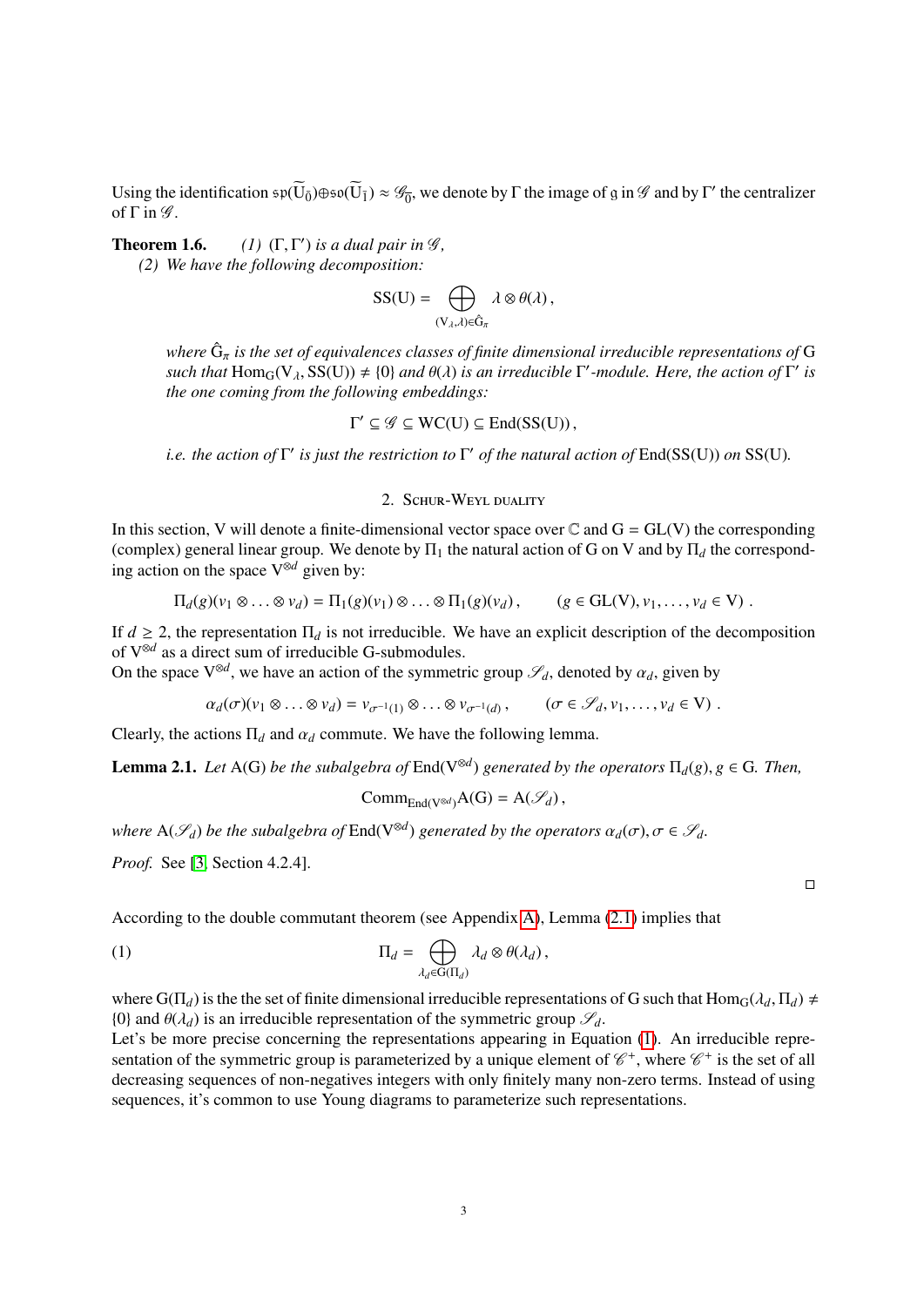Using the identification $\mathfrak{sp}(\widetilde{\mathrm{U}}_{\bar{0}})\oplus\mathfrak{so}(\widetilde{\mathrm{U}}_{\bar{1}}) \approx \mathscr{G}_{\bar{0}}$, we denote by $\Gamma$ the image of $\mathfrak{g}$ in $\mathscr{G}$ and by $\Gamma'$ the centralizer of $\Gamma$ in $\mathscr{G}$.

**Theorem 1.6.** *(1) $(\Gamma, \Gamma')$ is a dual pair in $\mathscr{G}$,*

*(2) We have the following decomposition:*

$$\mathrm{SS}(\mathrm{U}) = \bigoplus_{(\mathrm{V}_\lambda, \lambda)\in\hat{\mathrm{G}}_\pi} \lambda \otimes \theta(\lambda)\,,$$

*where $\hat{\mathrm{G}}_\pi$ is the set of equivalences classes of finite dimensional irreducible representations of $\mathrm{G}$ such that $\mathrm{Hom}_{\mathrm{G}}(\mathrm{V}_\lambda, \mathrm{SS}(\mathrm{U})) \neq \{0\}$ and $\theta(\lambda)$ is an irreducible $\Gamma'$-module. Here, the action of $\Gamma'$ is the one coming from the following embeddings:*

$$\Gamma' \subseteq \mathscr{G} \subseteq \mathrm{WC}(\mathrm{U}) \subseteq \mathrm{End}(\mathrm{SS}(\mathrm{U}))\,,$$

*i.e. the action of $\Gamma'$ is just the restriction to $\Gamma'$ of the natural action of $\mathrm{End}(\mathrm{SS}(\mathrm{U}))$ on $\mathrm{SS}(\mathrm{U})$.*

## 2. Schur-Weyl duality

In this section, $\mathrm{V}$ will denote a finite-dimensional vector space over $\mathbb{C}$ and $\mathrm{G} = \mathrm{GL}(\mathrm{V})$ the corresponding (complex) general linear group. We denote by $\Pi_1$ the natural action of $\mathrm{G}$ on $\mathrm{V}$ and by $\Pi_d$ the corresponding action on the space $\mathrm{V}^{\otimes d}$ given by:

$$\Pi_d(g)(v_1 \otimes \ldots \otimes v_d) = \Pi_1(g)(v_1) \otimes \ldots \otimes \Pi_1(g)(v_d)\,, \qquad (g \in \mathrm{GL}(\mathrm{V}), v_1, \ldots, v_d \in \mathrm{V})\ .$$

If $d \geq 2$, the representation $\Pi_d$ is not irreducible. We have an explicit description of the decomposition of $\mathrm{V}^{\otimes d}$ as a direct sum of irreducible G-submodules.
On the space $\mathrm{V}^{\otimes d}$, we have an action of the symmetric group $\mathscr{S}_d$, denoted by $\alpha_d$, given by

$$\alpha_d(\sigma)(v_1 \otimes \ldots \otimes v_d) = v_{\sigma^{-1}(1)} \otimes \ldots \otimes v_{\sigma^{-1}(d)}\,, \qquad (\sigma \in \mathscr{S}_d, v_1, \ldots, v_d \in \mathrm{V})\ .$$

Clearly, the actions $\Pi_d$ and $\alpha_d$ commute. We have the following lemma.

**Lemma 2.1.** *Let $\mathrm{A}(\mathrm{G})$ be the subalgebra of $\mathrm{End}(\mathrm{V}^{\otimes d})$ generated by the operators $\Pi_d(g), g \in \mathrm{G}$. Then,*

$$\mathrm{Comm}_{\mathrm{End}(\mathrm{V}^{\otimes d})}\mathrm{A}(\mathrm{G}) = \mathrm{A}(\mathscr{S}_d)\,,$$

*where $\mathrm{A}(\mathscr{S}_d)$ be the subalgebra of $\mathrm{End}(\mathrm{V}^{\otimes d})$ generated by the operators $\alpha_d(\sigma), \sigma \in \mathscr{S}_d$.*

*Proof.* See [3, Section 4.2.4]. □

According to the double commutant theorem (see Appendix A), Lemma (2.1) implies that

$$\Pi_d = \bigoplus_{\lambda_d\in\mathrm{G}(\Pi_d)} \lambda_d \otimes \theta(\lambda_d)\,, \tag{1}$$

where $\mathrm{G}(\Pi_d)$ is the the set of finite dimensional irreducible representations of $\mathrm{G}$ such that $\mathrm{Hom}_{\mathrm{G}}(\lambda_d, \Pi_d) \neq \{0\}$ and $\theta(\lambda_d)$ is an irreducible representation of the symmetric group $\mathscr{S}_d$.
Let's be more precise concerning the representations appearing in Equation (1). An irreducible representation of the symmetric group is parameterized by a unique element of $\mathscr{C}^+$, where $\mathscr{C}^+$ is the set of all decreasing sequences of non-negatives integers with only finitely many non-zero terms. Instead of using sequences, it's common to use Young diagrams to parameterize such representations.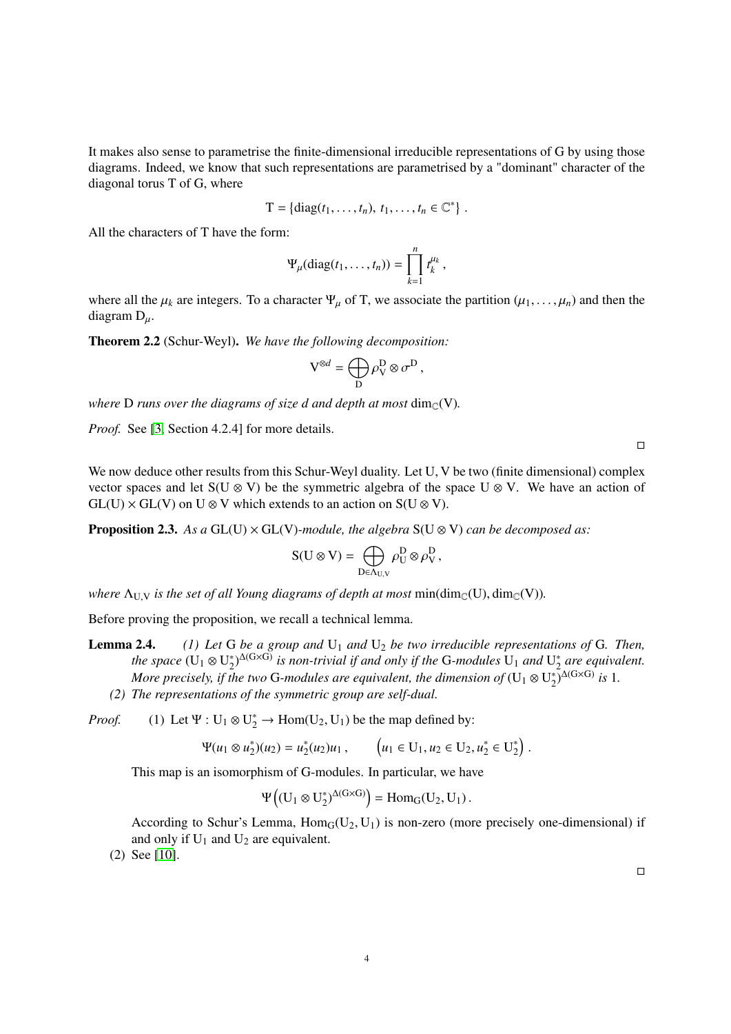It makes also sense to parametrise the finite-dimensional irreducible representations of G by using those diagrams. Indeed, we know that such representations are parametrised by a "dominant" character of the diagonal torus T of G, where

$$\mathrm{T} = \{\mathrm{diag}(t_1, \ldots, t_n),\ t_1, \ldots, t_n \in \mathbb{C}^*\}\,.$$

All the characters of T have the form:

$$\Psi_\mu(\mathrm{diag}(t_1, \ldots, t_n)) = \prod_{k=1}^{n} t_k^{\mu_k}\,,$$

where all the $\mu_k$ are integers. To a character $\Psi_\mu$ of T, we associate the partition $(\mu_1, \ldots, \mu_n)$ and then the diagram $\mathrm{D}_\mu$.

**Theorem 2.2** (Schur-Weyl). *We have the following decomposition:*

$$\mathrm{V}^{\otimes d} = \bigoplus_{\mathrm{D}} \rho_{\mathrm{V}}^{\mathrm{D}} \otimes \sigma^{\mathrm{D}}\,,$$

*where* D *runs over the diagrams of size d and depth at most* $\dim_{\mathbb{C}}(\mathrm{V})$*.*

*Proof.* See [3, Section 4.2.4] for more details. □

We now deduce other results from this Schur-Weyl duality. Let U, V be two (finite dimensional) complex vector spaces and let $\mathrm{S}(\mathrm{U} \otimes \mathrm{V})$ be the symmetric algebra of the space $\mathrm{U} \otimes \mathrm{V}$. We have an action of $\mathrm{GL}(\mathrm{U}) \times \mathrm{GL}(\mathrm{V})$ on $\mathrm{U} \otimes \mathrm{V}$ which extends to an action on $\mathrm{S}(\mathrm{U} \otimes \mathrm{V})$.

**Proposition 2.3.** *As a* $\mathrm{GL}(\mathrm{U}) \times \mathrm{GL}(\mathrm{V})$*-module, the algebra* $\mathrm{S}(\mathrm{U} \otimes \mathrm{V})$ *can be decomposed as:*

$$\mathrm{S}(\mathrm{U} \otimes \mathrm{V}) = \bigoplus_{\mathrm{D} \in \Lambda_{\mathrm{U},\mathrm{V}}} \rho_{\mathrm{U}}^{\mathrm{D}} \otimes \rho_{\mathrm{V}}^{\mathrm{D}}\,,$$

*where* $\Lambda_{\mathrm{U},\mathrm{V}}$ *is the set of all Young diagrams of depth at most* $\min(\dim_{\mathbb{C}}(\mathrm{U}), \dim_{\mathbb{C}}(\mathrm{V}))$*.*

Before proving the proposition, we recall a technical lemma.

**Lemma 2.4.**
*(1) Let* G *be a group and* $\mathrm{U}_1$ *and* $\mathrm{U}_2$ *be two irreducible representations of* G*. Then, the space* $(\mathrm{U}_1 \otimes \mathrm{U}_2^*)^{\Delta(\mathrm{G}\times\mathrm{G})}$ *is non-trivial if and only if the* G*-modules* $\mathrm{U}_1$ *and* $\mathrm{U}_2^*$ *are equivalent. More precisely, if the two* G*-modules are equivalent, the dimension of* $(\mathrm{U}_1 \otimes \mathrm{U}_2^*)^{\Delta(\mathrm{G}\times\mathrm{G})}$ *is* 1*.*
*(2) The representations of the symmetric group are self-dual.*

*Proof.* (1) Let $\Psi : \mathrm{U}_1 \otimes \mathrm{U}_2^* \to \mathrm{Hom}(\mathrm{U}_2, \mathrm{U}_1)$ be the map defined by:

$$\Psi(u_1 \otimes u_2^*)(u_2) = u_2^*(u_2) u_1\,, \qquad \left(u_1 \in \mathrm{U}_1, u_2 \in \mathrm{U}_2, u_2^* \in \mathrm{U}_2^*\right)\,.$$

This map is an isomorphism of G-modules. In particular, we have

$$\Psi\left((\mathrm{U}_1 \otimes \mathrm{U}_2^*)^{\Delta(\mathrm{G}\times\mathrm{G})}\right) = \mathrm{Hom}_{\mathrm{G}}(\mathrm{U}_2, \mathrm{U}_1)\,.$$

According to Schur's Lemma, $\mathrm{Hom}_{\mathrm{G}}(\mathrm{U}_2, \mathrm{U}_1)$ is non-zero (more precisely one-dimensional) if and only if $\mathrm{U}_1$ and $\mathrm{U}_2$ are equivalent.

(2) See [10]. □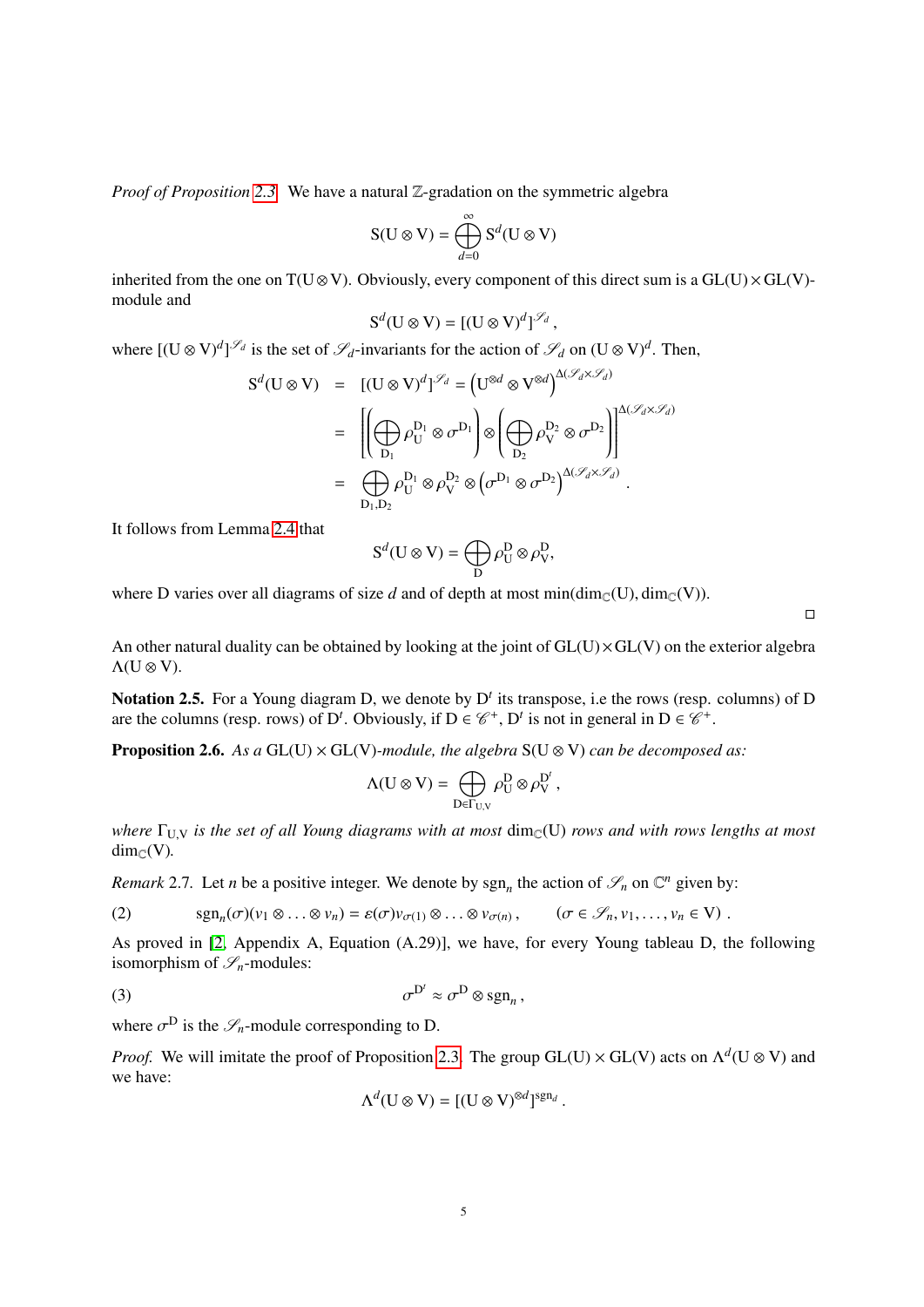*Proof of Proposition 2.3.* We have a natural $\mathbb{Z}$-gradation on the symmetric algebra

$$\mathrm{S}(\mathrm{U}\otimes\mathrm{V}) = \bigoplus_{d=0}^{\infty} \mathrm{S}^d(\mathrm{U}\otimes\mathrm{V})$$

inherited from the one on $\mathrm{T}(\mathrm{U}\otimes\mathrm{V})$. Obviously, every component of this direct sum is a $\mathrm{GL(U)}\times\mathrm{GL(V)}$-module and

$$\mathrm{S}^d(\mathrm{U}\otimes\mathrm{V}) = [(\mathrm{U}\otimes\mathrm{V})^d]^{\mathscr{S}_d},$$

where $[(\mathrm{U}\otimes\mathrm{V})^d]^{\mathscr{S}_d}$ is the set of $\mathscr{S}_d$-invariants for the action of $\mathscr{S}_d$ on $(\mathrm{U}\otimes\mathrm{V})^d$. Then,

$$\begin{aligned}
\mathrm{S}^d(\mathrm{U}\otimes\mathrm{V}) &= [(\mathrm{U}\otimes\mathrm{V})^d]^{\mathscr{S}_d} = \left(\mathrm{U}^{\otimes d}\otimes\mathrm{V}^{\otimes d}\right)^{\Delta(\mathscr{S}_d\times\mathscr{S}_d)} \\
&= \left[\left(\bigoplus_{\mathrm{D}_1}\rho_{\mathrm{U}}^{\mathrm{D}_1}\otimes\sigma^{\mathrm{D}_1}\right)\otimes\left(\bigoplus_{\mathrm{D}_2}\rho_{\mathrm{V}}^{\mathrm{D}_2}\otimes\sigma^{\mathrm{D}_2}\right)\right]^{\Delta(\mathscr{S}_d\times\mathscr{S}_d)} \\
&= \bigoplus_{\mathrm{D}_1,\mathrm{D}_2}\rho_{\mathrm{U}}^{\mathrm{D}_1}\otimes\rho_{\mathrm{V}}^{\mathrm{D}_2}\otimes\left(\sigma^{\mathrm{D}_1}\otimes\sigma^{\mathrm{D}_2}\right)^{\Delta(\mathscr{S}_d\times\mathscr{S}_d)}.
\end{aligned}$$

It follows from Lemma 2.4 that

$$\mathrm{S}^d(\mathrm{U}\otimes\mathrm{V}) = \bigoplus_{\mathrm{D}}\rho_{\mathrm{U}}^{\mathrm{D}}\otimes\rho_{\mathrm{V}}^{\mathrm{D}},$$

where D varies over all diagrams of size $d$ and of depth at most $\min(\dim_{\mathbb{C}}(\mathrm{U}),\dim_{\mathbb{C}}(\mathrm{V}))$.

□

An other natural duality can be obtained by looking at the joint of $\mathrm{GL(U)}\times\mathrm{GL(V)}$ on the exterior algebra $\Lambda(\mathrm{U}\otimes\mathrm{V})$.

**Notation 2.5.** For a Young diagram D, we denote by $\mathrm{D}^t$ its transpose, i.e the rows (resp. columns) of D are the columns (resp. rows) of $\mathrm{D}^t$. Obviously, if $\mathrm{D}\in\mathscr{C}^+$, $\mathrm{D}^t$ is not in general in $\mathrm{D}\in\mathscr{C}^+$.

**Proposition 2.6.** *As a* $\mathrm{GL(U)}\times\mathrm{GL(V)}$*-module, the algebra* $\mathrm{S}(\mathrm{U}\otimes\mathrm{V})$ *can be decomposed as:*

$$\Lambda(\mathrm{U}\otimes\mathrm{V}) = \bigoplus_{\mathrm{D}\in\Gamma_{\mathrm{U,V}}}\rho_{\mathrm{U}}^{\mathrm{D}}\otimes\rho_{\mathrm{V}}^{\mathrm{D}^t},$$

*where* $\Gamma_{\mathrm{U,V}}$ *is the set of all Young diagrams with at most* $\dim_{\mathbb{C}}(\mathrm{U})$ *rows and with rows lengths at most* $\dim_{\mathbb{C}}(\mathrm{V})$.

*Remark* 2.7. Let $n$ be a positive integer. We denote by $\mathrm{sgn}_n$ the action of $\mathscr{S}_n$ on $\mathbb{C}^n$ given by:

$$\mathrm{sgn}_n(\sigma)(v_1\otimes\ldots\otimes v_n) = \varepsilon(\sigma)v_{\sigma(1)}\otimes\ldots\otimes v_{\sigma(n)}, \qquad (\sigma\in\mathscr{S}_n, v_1,\ldots,v_n\in\mathrm{V}). \tag{2}$$

As proved in [2, Appendix A, Equation (A.29)], we have, for every Young tableau D, the following isomorphism of $\mathscr{S}_n$-modules:

$$\sigma^{\mathrm{D}^t}\approx\sigma^{\mathrm{D}}\otimes\mathrm{sgn}_n, \tag{3}$$

where $\sigma^{\mathrm{D}}$ is the $\mathscr{S}_n$-module corresponding to D.

*Proof.* We will imitate the proof of Proposition 2.3. The group $\mathrm{GL(U)}\times\mathrm{GL(V)}$ acts on $\Lambda^d(\mathrm{U}\otimes\mathrm{V})$ and we have:

$$\Lambda^d(\mathrm{U}\otimes\mathrm{V}) = [(\mathrm{U}\otimes\mathrm{V})^{\otimes d}]^{\mathrm{sgn}_d}.$$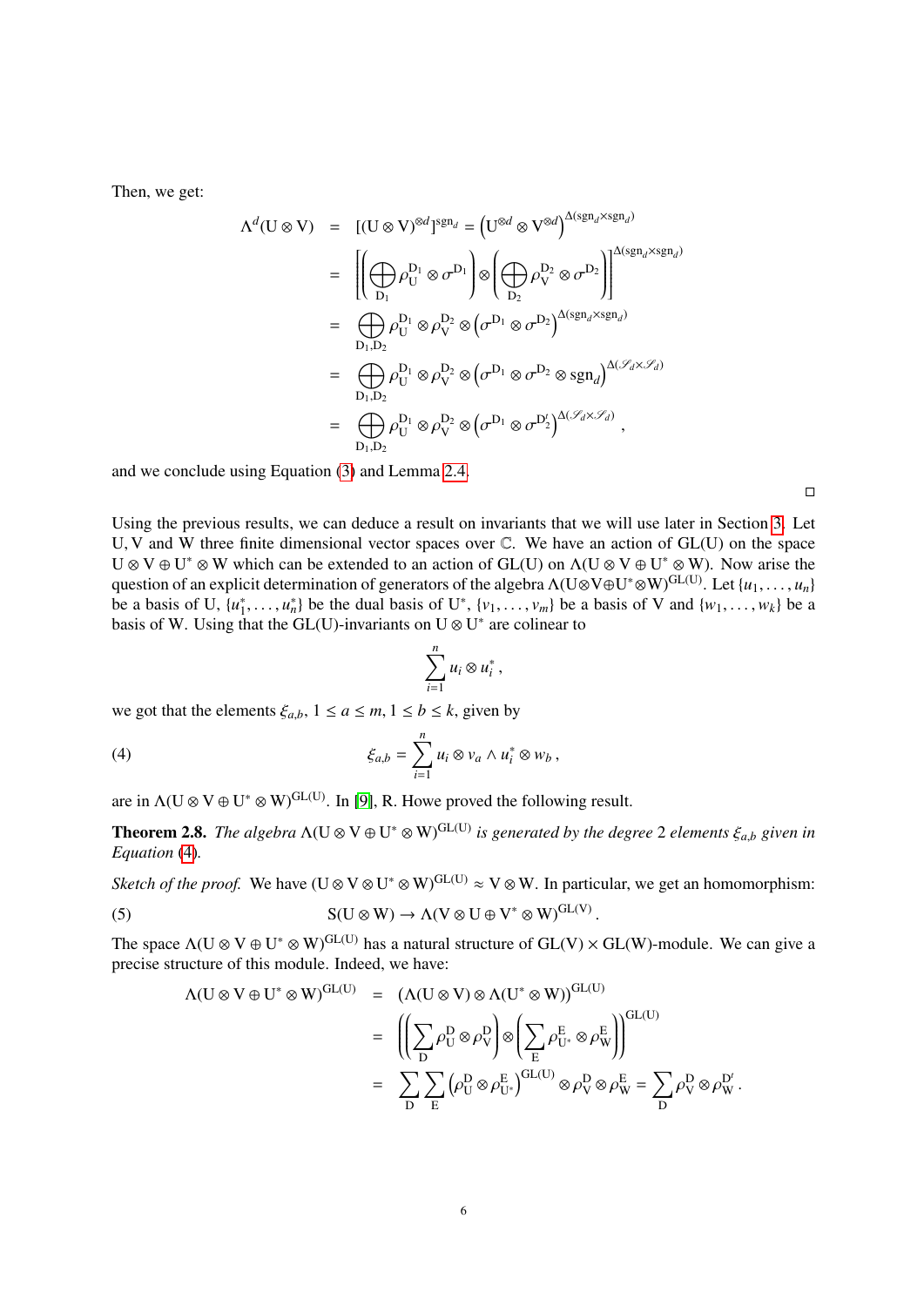Then, we get:

$$
\begin{aligned}
\Lambda^d(\mathrm{U}\otimes\mathrm{V}) &= [(\mathrm{U}\otimes\mathrm{V})^{\otimes d}]^{\mathrm{sgn}_d} = \left(\mathrm{U}^{\otimes d}\otimes\mathrm{V}^{\otimes d}\right)^{\Delta(\mathrm{sgn}_d\times\mathrm{sgn}_d)} \\
&= \left[\left(\bigoplus_{\mathrm{D}_1}\rho_{\mathrm{U}}^{\mathrm{D}_1}\otimes\sigma^{\mathrm{D}_1}\right)\otimes\left(\bigoplus_{\mathrm{D}_2}\rho_{\mathrm{V}}^{\mathrm{D}_2}\otimes\sigma^{\mathrm{D}_2}\right)\right]^{\Delta(\mathrm{sgn}_d\times\mathrm{sgn}_d)} \\
&= \bigoplus_{\mathrm{D}_1,\mathrm{D}_2}\rho_{\mathrm{U}}^{\mathrm{D}_1}\otimes\rho_{\mathrm{V}}^{\mathrm{D}_2}\otimes\left(\sigma^{\mathrm{D}_1}\otimes\sigma^{\mathrm{D}_2}\right)^{\Delta(\mathrm{sgn}_d\times\mathrm{sgn}_d)} \\
&= \bigoplus_{\mathrm{D}_1,\mathrm{D}_2}\rho_{\mathrm{U}}^{\mathrm{D}_1}\otimes\rho_{\mathrm{V}}^{\mathrm{D}_2}\otimes\left(\sigma^{\mathrm{D}_1}\otimes\sigma^{\mathrm{D}_2}\otimes\mathrm{sgn}_d\right)^{\Delta(\mathscr{S}_d\times\mathscr{S}_d)} \\
&= \bigoplus_{\mathrm{D}_1,\mathrm{D}_2}\rho_{\mathrm{U}}^{\mathrm{D}_1}\otimes\rho_{\mathrm{V}}^{\mathrm{D}_2}\otimes\left(\sigma^{\mathrm{D}_1}\otimes\sigma^{\mathrm{D}_2^t}\right)^{\Delta(\mathscr{S}_d\times\mathscr{S}_d)},
\end{aligned}
$$

and we conclude using Equation (3) and Lemma 2.4. □

Using the previous results, we can deduce a result on invariants that we will use later in Section 3. Let U, V and W three finite dimensional vector spaces over $\mathbb{C}$. We have an action of GL(U) on the space $\mathrm{U}\otimes\mathrm{V}\oplus\mathrm{U}^*\otimes\mathrm{W}$ which can be extended to an action of GL(U) on $\Lambda(\mathrm{U}\otimes\mathrm{V}\oplus\mathrm{U}^*\otimes\mathrm{W})$. Now arise the question of an explicit determination of generators of the algebra $\Lambda(\mathrm{U}\otimes\mathrm{V}\oplus\mathrm{U}^*\otimes\mathrm{W})^{\mathrm{GL(U)}}$. Let $\{u_1,\dots,u_n\}$ be a basis of U, $\{u_1^*,\dots,u_n^*\}$ be the dual basis of $\mathrm{U}^*$, $\{v_1,\dots,v_m\}$ be a basis of V and $\{w_1,\dots,w_k\}$ be a basis of W. Using that the GL(U)-invariants on $\mathrm{U}\otimes\mathrm{U}^*$ are colinear to

$$\sum_{i=1}^n u_i\otimes u_i^*,$$

we got that the elements $\xi_{a,b}$, $1\le a\le m$, $1\le b\le k$, given by

$$\xi_{a,b}=\sum_{i=1}^n u_i\otimes v_a\wedge u_i^*\otimes w_b, \tag{4}$$

are in $\Lambda(\mathrm{U}\otimes\mathrm{V}\oplus\mathrm{U}^*\otimes\mathrm{W})^{\mathrm{GL(U)}}$. In [9], R. Howe proved the following result.

**Theorem 2.8.** *The algebra $\Lambda(\mathrm{U}\otimes\mathrm{V}\oplus\mathrm{U}^*\otimes\mathrm{W})^{\mathrm{GL(U)}}$ is generated by the degree 2 elements $\xi_{a,b}$ given in Equation (4).*

*Sketch of the proof.* We have $(\mathrm{U}\otimes\mathrm{V}\otimes\mathrm{U}^*\otimes\mathrm{W})^{\mathrm{GL(U)}}\approx\mathrm{V}\otimes\mathrm{W}$. In particular, we get an homomorphism:

$$\mathrm{S}(\mathrm{U}\otimes\mathrm{W})\to\Lambda(\mathrm{V}\otimes\mathrm{U}\oplus\mathrm{V}^*\otimes\mathrm{W})^{\mathrm{GL(V)}}. \tag{5}$$

The space $\Lambda(\mathrm{U}\otimes\mathrm{V}\oplus\mathrm{U}^*\otimes\mathrm{W})^{\mathrm{GL(U)}}$ has a natural structure of $\mathrm{GL(V)}\times\mathrm{GL(W)}$-module. We can give a precise structure of this module. Indeed, we have:

$$
\begin{aligned}
\Lambda(\mathrm{U}\otimes\mathrm{V}\oplus\mathrm{U}^*\otimes\mathrm{W})^{\mathrm{GL(U)}} &= (\Lambda(\mathrm{U}\otimes\mathrm{V})\otimes\Lambda(\mathrm{U}^*\otimes\mathrm{W}))^{\mathrm{GL(U)}} \\
&= \left(\left(\sum_{\mathrm{D}}\rho_{\mathrm{U}}^{\mathrm{D}}\otimes\rho_{\mathrm{V}}^{\mathrm{D}}\right)\otimes\left(\sum_{\mathrm{E}}\rho_{\mathrm{U}^*}^{\mathrm{E}}\otimes\rho_{\mathrm{W}}^{\mathrm{E}}\right)\right)^{\mathrm{GL(U)}} \\
&= \sum_{\mathrm{D}}\sum_{\mathrm{E}}\left(\rho_{\mathrm{U}}^{\mathrm{D}}\otimes\rho_{\mathrm{U}^*}^{\mathrm{E}}\right)^{\mathrm{GL(U)}}\otimes\rho_{\mathrm{V}}^{\mathrm{D}}\otimes\rho_{\mathrm{W}}^{\mathrm{E}} = \sum_{\mathrm{D}}\rho_{\mathrm{V}}^{\mathrm{D}}\otimes\rho_{\mathrm{W}}^{\mathrm{D}^t}.
\end{aligned}
$$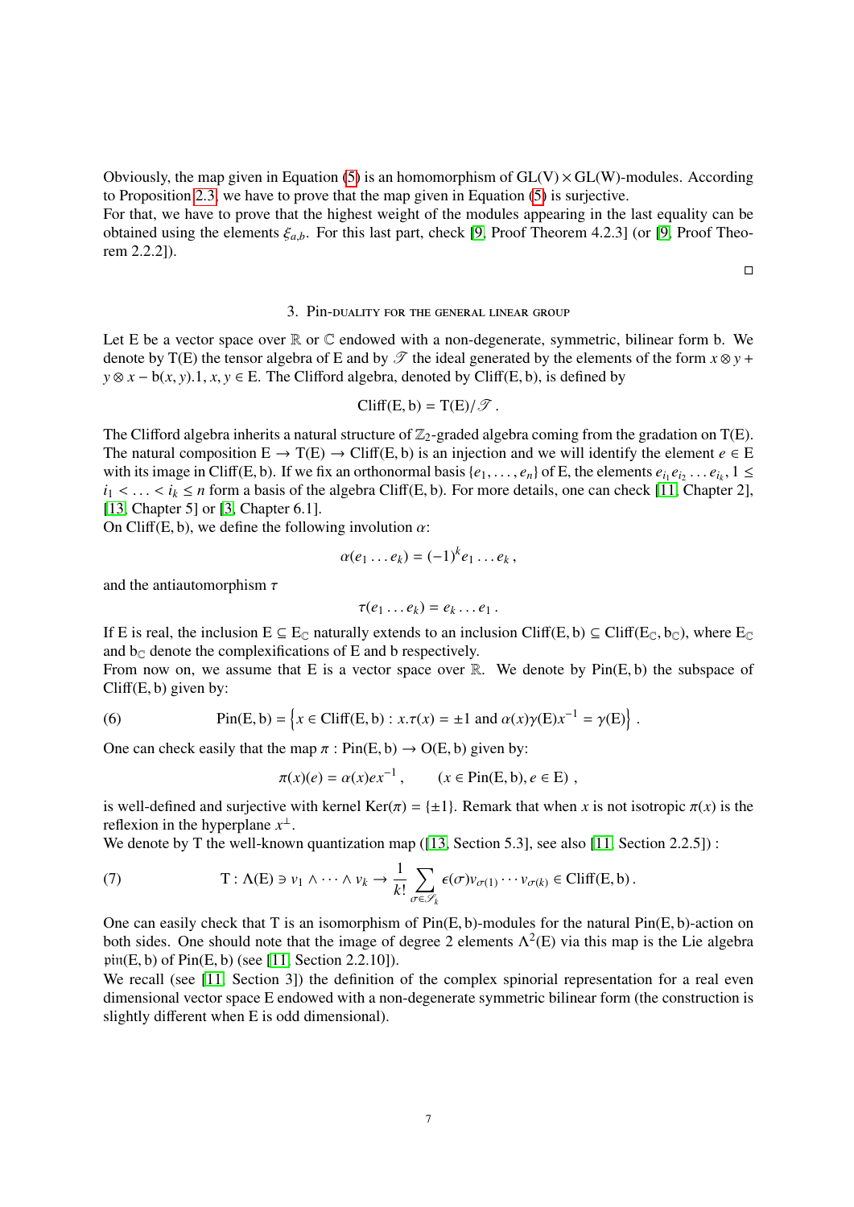Obviously, the map given in Equation (5) is an homomorphism of $\mathrm{GL(V)} \times \mathrm{GL(W)}$-modules. According to Proposition 2.3, we have to prove that the map given in Equation (5) is surjective.
For that, we have to prove that the highest weight of the modules appearing in the last equality can be obtained using the elements $\xi_{a,b}$. For this last part, check [9, Proof Theorem 4.2.3] (or [9, Proof Theorem 2.2.2]).

□

## 3. Pin-duality for the general linear group

Let E be a vector space over $\mathbb{R}$ or $\mathbb{C}$ endowed with a non-degenerate, symmetric, bilinear form b. We denote by T(E) the tensor algebra of E and by $\mathscr{T}$ the ideal generated by the elements of the form $x \otimes y + y \otimes x - \mathrm{b}(x, y).1$, $x, y \in \mathrm{E}$. The Clifford algebra, denoted by Cliff(E, b), is defined by

$$\mathrm{Cliff(E, b)} = \mathrm{T(E)}/\mathscr{T} .$$

The Clifford algebra inherits a natural structure of $\mathbb{Z}_2$-graded algebra coming from the gradation on T(E). The natural composition $\mathrm{E} \to \mathrm{T(E)} \to \mathrm{Cliff(E, b)}$ is an injection and we will identify the element $e \in \mathrm{E}$ with its image in Cliff(E, b). If we fix an orthonormal basis $\{e_1, \ldots, e_n\}$ of E, the elements $e_{i_1} e_{i_2} \ldots e_{i_k}$, $1 \leq i_1 < \ldots < i_k \leq n$ form a basis of the algebra Cliff(E, b). For more details, one can check [11, Chapter 2], [13, Chapter 5] or [3, Chapter 6.1].
On Cliff(E, b), we define the following involution $\alpha$:

$$\alpha(e_1 \ldots e_k) = (-1)^k e_1 \ldots e_k ,$$

and the antiautomorphism $\tau$

$$\tau(e_1 \ldots e_k) = e_k \ldots e_1 .$$

If E is real, the inclusion $\mathrm{E} \subseteq \mathrm{E}_{\mathbb{C}}$ naturally extends to an inclusion $\mathrm{Cliff(E, b)} \subseteq \mathrm{Cliff}(\mathrm{E}_{\mathbb{C}}, \mathrm{b}_{\mathbb{C}})$, where $\mathrm{E}_{\mathbb{C}}$ and $\mathrm{b}_{\mathbb{C}}$ denote the complexifications of E and b respectively.
From now on, we assume that E is a vector space over $\mathbb{R}$. We denote by Pin(E, b) the subspace of Cliff(E, b) given by:

$$\mathrm{Pin(E, b)} = \left\{ x \in \mathrm{Cliff(E, b)} : x.\tau(x) = \pm 1 \text{ and } \alpha(x)\gamma(\mathrm{E})x^{-1} = \gamma(\mathrm{E}) \right\} . \tag{6}$$

One can check easily that the map $\pi : \mathrm{Pin(E, b)} \to \mathrm{O(E, b)}$ given by:

$$\pi(x)(e) = \alpha(x) e x^{-1} , \qquad (x \in \mathrm{Pin(E, b)}, e \in \mathrm{E}) ,$$

is well-defined and surjective with kernel $\mathrm{Ker}(\pi) = \{\pm 1\}$. Remark that when $x$ is not isotropic $\pi(x)$ is the reflexion in the hyperplane $x^{\perp}$.
We denote by T the well-known quantization map ([13, Section 5.3], see also [11, Section 2.2.5]) :

$$\mathrm{T} : \Lambda(\mathrm{E}) \ni v_1 \wedge \cdots \wedge v_k \to \frac{1}{k!} \sum_{\sigma \in \mathscr{S}_k} \epsilon(\sigma) v_{\sigma(1)} \cdots v_{\sigma(k)} \in \mathrm{Cliff(E, b)} . \tag{7}$$

One can easily check that T is an isomorphism of Pin(E, b)-modules for the natural Pin(E, b)-action on both sides. One should note that the image of degree 2 elements $\Lambda^2(\mathrm{E})$ via this map is the Lie algebra $\mathfrak{pin}(\mathrm{E, b})$ of Pin(E, b) (see [11, Section 2.2.10]).
We recall (see [11, Section 3]) the definition of the complex spinorial representation for a real even dimensional vector space E endowed with a non-degenerate symmetric bilinear form (the construction is slightly different when E is odd dimensional).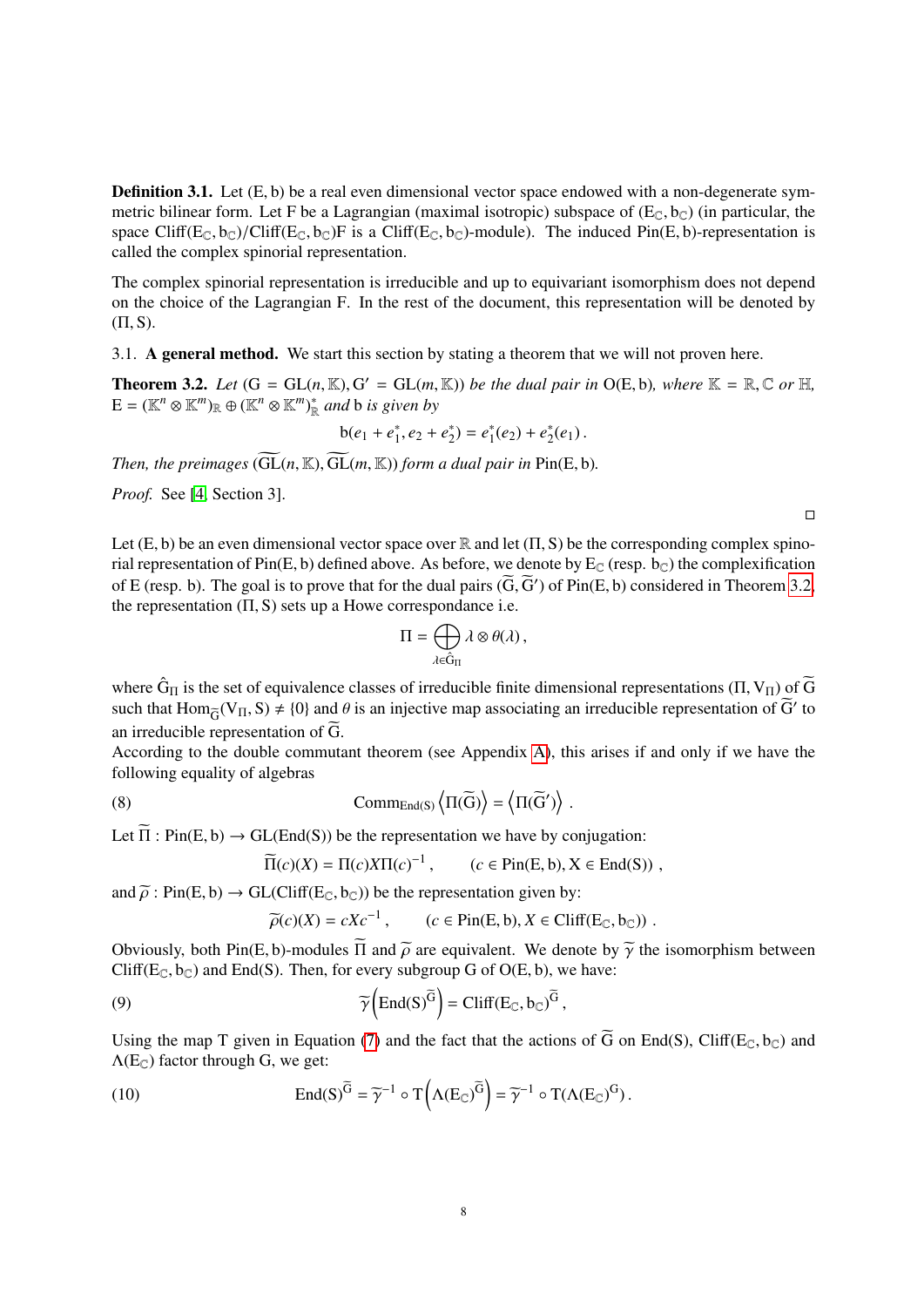**Definition 3.1.** Let $(\mathrm{E}, \mathrm{b})$ be a real even dimensional vector space endowed with a non-degenerate symmetric bilinear form. Let F be a Lagrangian (maximal isotropic) subspace of $(\mathrm{E}_{\mathbb{C}}, \mathrm{b}_{\mathbb{C}})$ (in particular, the space $\mathrm{Cliff}(\mathrm{E}_{\mathbb{C}}, \mathrm{b}_{\mathbb{C}})/\mathrm{Cliff}(\mathrm{E}_{\mathbb{C}}, \mathrm{b}_{\mathbb{C}})\mathrm{F}$ is a $\mathrm{Cliff}(\mathrm{E}_{\mathbb{C}}, \mathrm{b}_{\mathbb{C}})$-module). The induced $\mathrm{Pin}(\mathrm{E}, \mathrm{b})$-representation is called the complex spinorial representation.

The complex spinorial representation is irreducible and up to equivariant isomorphism does not depend on the choice of the Lagrangian F. In the rest of the document, this representation will be denoted by $(\Pi, \mathrm{S})$.

3.1. **A general method.** We start this section by stating a theorem that we will not proven here.

**Theorem 3.2.** *Let* $(\mathrm{G} = \mathrm{GL}(n, \mathbb{K}), \mathrm{G}' = \mathrm{GL}(m, \mathbb{K}))$ *be the dual pair in* $\mathrm{O}(\mathrm{E}, \mathrm{b})$*, where* $\mathbb{K} = \mathbb{R}, \mathbb{C}$ *or* $\mathbb{H}$*,* $\mathrm{E} = (\mathbb{K}^n \otimes \mathbb{K}^m)_{\mathbb{R}} \oplus (\mathbb{K}^n \otimes \mathbb{K}^m)^*_{\mathbb{R}}$ *and* b *is given by*

$$\mathrm{b}(e_1 + e_1^*, e_2 + e_2^*) = e_1^*(e_2) + e_2^*(e_1).$$

*Then, the preimages* $(\widetilde{\mathrm{GL}}(n, \mathbb{K}), \widetilde{\mathrm{GL}}(m, \mathbb{K}))$ *form a dual pair in* $\mathrm{Pin}(\mathrm{E}, \mathrm{b})$.

*Proof.* See [4, Section 3]. □

Let $(\mathrm{E}, \mathrm{b})$ be an even dimensional vector space over $\mathbb{R}$ and let $(\Pi, \mathrm{S})$ be the corresponding complex spinorial representation of $\mathrm{Pin}(\mathrm{E}, \mathrm{b})$ defined above. As before, we denote by $\mathrm{E}_{\mathbb{C}}$ (resp. $\mathrm{b}_{\mathbb{C}}$) the complexification of E (resp. b). The goal is to prove that for the dual pairs $(\widetilde{\mathrm{G}}, \widetilde{\mathrm{G}}')$ of $\mathrm{Pin}(\mathrm{E}, \mathrm{b})$ considered in Theorem 3.2, the representation $(\Pi, \mathrm{S})$ sets up a Howe correspondance i.e.

$$\Pi = \bigoplus_{\lambda \in \hat{\mathrm{G}}_{\Pi}} \lambda \otimes \theta(\lambda),$$

where $\hat{\mathrm{G}}_{\Pi}$ is the set of equivalence classes of irreducible finite dimensional representations $(\Pi, \mathrm{V}_{\Pi})$ of $\widetilde{\mathrm{G}}$ such that $\mathrm{Hom}_{\widetilde{\mathrm{G}}}(\mathrm{V}_{\Pi}, \mathrm{S}) \neq \{0\}$ and $\theta$ is an injective map associating an irreducible representation of $\widetilde{\mathrm{G}}'$ to an irreducible representation of $\widetilde{\mathrm{G}}$.
According to the double commutant theorem (see Appendix A), this arises if and only if we have the following equality of algebras

$$\mathrm{Comm}_{\mathrm{End}(\mathrm{S})} \left\langle \Pi(\widetilde{\mathrm{G}}) \right\rangle = \left\langle \Pi(\widetilde{\mathrm{G}}') \right\rangle. \tag{8}$$

Let $\widetilde{\Pi} : \mathrm{Pin}(\mathrm{E}, \mathrm{b}) \to \mathrm{GL}(\mathrm{End}(\mathrm{S}))$ be the representation we have by conjugation:

$$\widetilde{\Pi}(c)(X) = \Pi(c) X \Pi(c)^{-1}, \qquad (c \in \mathrm{Pin}(\mathrm{E}, \mathrm{b}), \mathrm{X} \in \mathrm{End}(\mathrm{S})),$$

and $\widetilde{\rho} : \mathrm{Pin}(\mathrm{E}, \mathrm{b}) \to \mathrm{GL}(\mathrm{Cliff}(\mathrm{E}_{\mathbb{C}}, \mathrm{b}_{\mathbb{C}}))$ be the representation given by:

$$\widetilde{\rho}(c)(X) = cXc^{-1}, \qquad (c \in \mathrm{Pin}(\mathrm{E}, \mathrm{b}), X \in \mathrm{Cliff}(\mathrm{E}_{\mathbb{C}}, \mathrm{b}_{\mathbb{C}})).$$

Obviously, both $\mathrm{Pin}(\mathrm{E}, \mathrm{b})$-modules $\widetilde{\Pi}$ and $\widetilde{\rho}$ are equivalent. We denote by $\widetilde{\gamma}$ the isomorphism between $\mathrm{Cliff}(\mathrm{E}_{\mathbb{C}}, \mathrm{b}_{\mathbb{C}})$ and $\mathrm{End}(\mathrm{S})$. Then, for every subgroup G of $\mathrm{O}(\mathrm{E}, \mathrm{b})$, we have:

$$\widetilde{\gamma}\left(\mathrm{End}(\mathrm{S})^{\widetilde{\mathrm{G}}}\right) = \mathrm{Cliff}(\mathrm{E}_{\mathbb{C}}, \mathrm{b}_{\mathbb{C}})^{\widetilde{\mathrm{G}}}, \tag{9}$$

Using the map T given in Equation (7) and the fact that the actions of $\widetilde{\mathrm{G}}$ on $\mathrm{End}(\mathrm{S})$, $\mathrm{Cliff}(\mathrm{E}_{\mathbb{C}}, \mathrm{b}_{\mathbb{C}})$ and $\Lambda(\mathrm{E}_{\mathbb{C}})$ factor through G, we get:

$$\mathrm{End}(\mathrm{S})^{\widetilde{\mathrm{G}}} = \widetilde{\gamma}^{-1} \circ \mathrm{T}\left(\Lambda(\mathrm{E}_{\mathbb{C}})^{\widetilde{\mathrm{G}}}\right) = \widetilde{\gamma}^{-1} \circ \mathrm{T}(\Lambda(\mathrm{E}_{\mathbb{C}})^{\mathrm{G}}). \tag{10}$$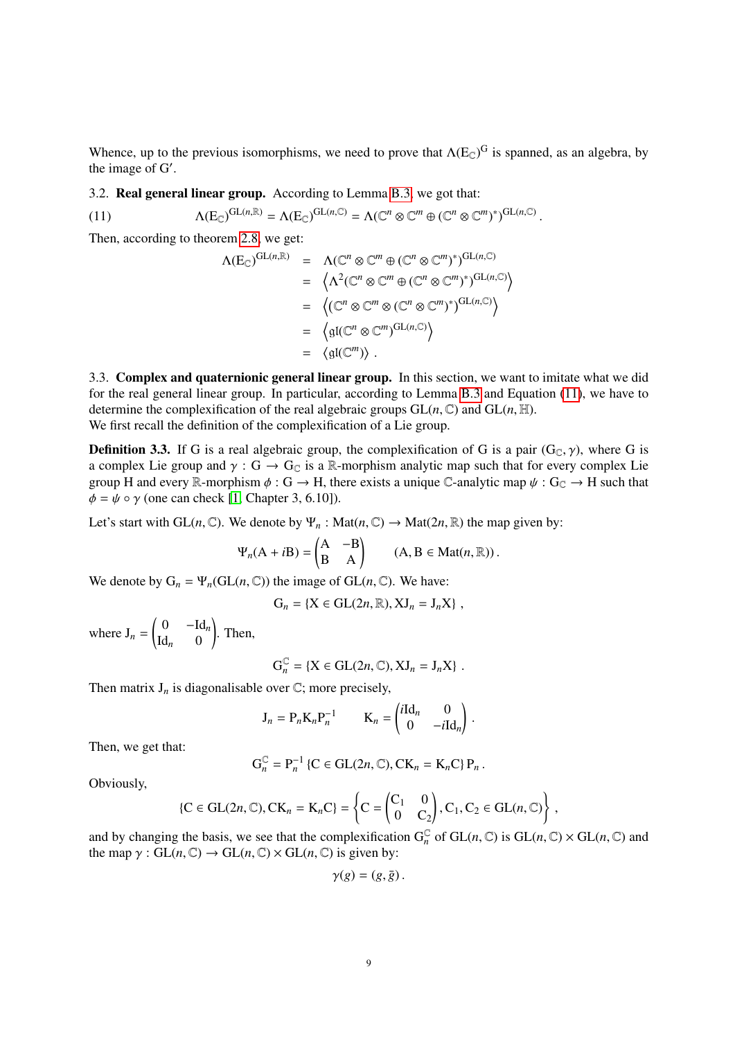Whence, up to the previous isomorphisms, we need to prove that $\Lambda(\mathrm{E}_{\mathbb{C}})^{\mathrm{G}}$ is spanned, as an algebra, by the image of $\mathrm{G}'$.

3.2. **Real general linear group.** According to Lemma B.3, we got that:

$$\Lambda(\mathrm{E}_{\mathbb{C}})^{\mathrm{GL}(n,\mathbb{R})} = \Lambda(\mathrm{E}_{\mathbb{C}})^{\mathrm{GL}(n,\mathbb{C})} = \Lambda(\mathbb{C}^n \otimes \mathbb{C}^m \oplus (\mathbb{C}^n \otimes \mathbb{C}^m)^*)^{\mathrm{GL}(n,\mathbb{C})} . \tag{11}$$

Then, according to theorem 2.8, we get:

$$\begin{aligned}
\Lambda(\mathrm{E}_{\mathbb{C}})^{\mathrm{GL}(n,\mathbb{R})} &= \Lambda(\mathbb{C}^n \otimes \mathbb{C}^m \oplus (\mathbb{C}^n \otimes \mathbb{C}^m)^*)^{\mathrm{GL}(n,\mathbb{C})} \\
&= \left\langle \Lambda^2(\mathbb{C}^n \otimes \mathbb{C}^m \oplus (\mathbb{C}^n \otimes \mathbb{C}^m)^*)^{\mathrm{GL}(n,\mathbb{C})} \right\rangle \\
&= \left\langle (\mathbb{C}^n \otimes \mathbb{C}^m \otimes (\mathbb{C}^n \otimes \mathbb{C}^m)^*)^{\mathrm{GL}(n,\mathbb{C})} \right\rangle \\
&= \left\langle \mathfrak{gl}(\mathbb{C}^n \otimes \mathbb{C}^m)^{\mathrm{GL}(n,\mathbb{C})} \right\rangle \\
&= \left\langle \mathfrak{gl}(\mathbb{C}^m) \right\rangle .
\end{aligned}$$

3.3. **Complex and quaternionic general linear group.** In this section, we want to imitate what we did for the real general linear group. In particular, according to Lemma B.3 and Equation (11), we have to determine the complexification of the real algebraic groups $\mathrm{GL}(n,\mathbb{C})$ and $\mathrm{GL}(n,\mathbb{H})$.
We first recall the definition of the complexification of a Lie group.

**Definition 3.3.** If G is a real algebraic group, the complexification of G is a pair $(\mathrm{G}_{\mathbb{C}}, \gamma)$, where G is a complex Lie group and $\gamma : \mathrm{G} \to \mathrm{G}_{\mathbb{C}}$ is a $\mathbb{R}$-morphism analytic map such that for every complex Lie group H and every $\mathbb{R}$-morphism $\phi : \mathrm{G} \to \mathrm{H}$, there exists a unique $\mathbb{C}$-analytic map $\psi : \mathrm{G}_{\mathbb{C}} \to \mathrm{H}$ such that $\phi = \psi \circ \gamma$ (one can check [1, Chapter 3, 6.10]).

Let's start with $\mathrm{GL}(n,\mathbb{C})$. We denote by $\Psi_n : \mathrm{Mat}(n,\mathbb{C}) \to \mathrm{Mat}(2n,\mathbb{R})$ the map given by:

$$\Psi_n(\mathrm{A} + i\mathrm{B}) = \begin{pmatrix} \mathrm{A} & -\mathrm{B} \\ \mathrm{B} & \mathrm{A} \end{pmatrix} \qquad (\mathrm{A}, \mathrm{B} \in \mathrm{Mat}(n,\mathbb{R})) .$$

We denote by $\mathrm{G}_n = \Psi_n(\mathrm{GL}(n,\mathbb{C}))$ the image of $\mathrm{GL}(n,\mathbb{C})$. We have:

$$\mathrm{G}_n = \{\mathrm{X} \in \mathrm{GL}(2n,\mathbb{R}), \mathrm{X}\mathrm{J}_n = \mathrm{J}_n\mathrm{X}\} ,$$

where $\mathrm{J}_n = \begin{pmatrix} 0 & -\mathrm{Id}_n \\ \mathrm{Id}_n & 0 \end{pmatrix}$. Then,

$$\mathrm{G}_n^{\mathbb{C}} = \{\mathrm{X} \in \mathrm{GL}(2n,\mathbb{C}), \mathrm{X}\mathrm{J}_n = \mathrm{J}_n\mathrm{X}\} .$$

Then matrix $\mathrm{J}_n$ is diagonalisable over $\mathbb{C}$; more precisely,

$$\mathrm{J}_n = \mathrm{P}_n\mathrm{K}_n\mathrm{P}_n^{-1} \qquad \mathrm{K}_n = \begin{pmatrix} i\mathrm{Id}_n & 0 \\ 0 & -i\mathrm{Id}_n \end{pmatrix} .$$

Then, we get that:

$$\mathrm{G}_n^{\mathbb{C}} = \mathrm{P}_n^{-1} \{\mathrm{C} \in \mathrm{GL}(2n,\mathbb{C}), \mathrm{C}\mathrm{K}_n = \mathrm{K}_n\mathrm{C}\} \, \mathrm{P}_n .$$

Obviously,

$$\{\mathrm{C} \in \mathrm{GL}(2n,\mathbb{C}), \mathrm{C}\mathrm{K}_n = \mathrm{K}_n\mathrm{C}\} = \left\{ \mathrm{C} = \begin{pmatrix} \mathrm{C}_1 & 0 \\ 0 & \mathrm{C}_2 \end{pmatrix}, \mathrm{C}_1, \mathrm{C}_2 \in \mathrm{GL}(n,\mathbb{C}) \right\} ,$$

and by changing the basis, we see that the complexification $\mathrm{G}_n^{\mathbb{C}}$ of $\mathrm{GL}(n,\mathbb{C})$ is $\mathrm{GL}(n,\mathbb{C}) \times \mathrm{GL}(n,\mathbb{C})$ and the map $\gamma : \mathrm{GL}(n,\mathbb{C}) \to \mathrm{GL}(n,\mathbb{C}) \times \mathrm{GL}(n,\mathbb{C})$ is given by:

$$\gamma(g) = (g, \bar{g}) .$$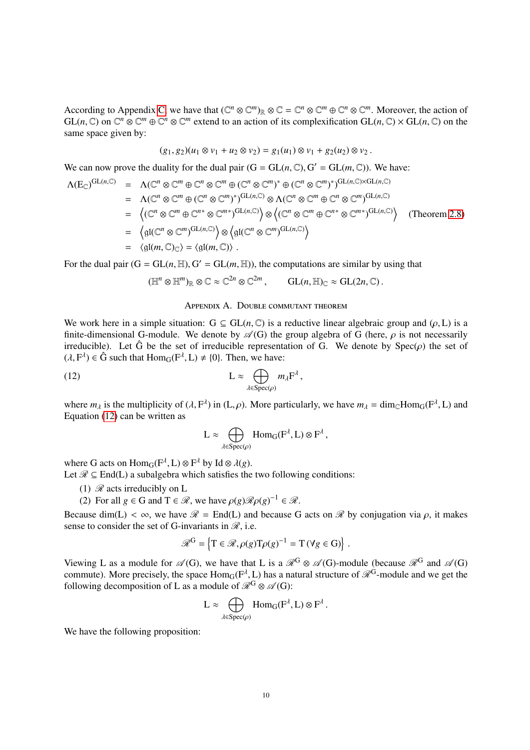According to Appendix C, we have that $(\mathbb{C}^n \otimes \mathbb{C}^m)_{\mathbb{R}} \otimes \mathbb{C} = \mathbb{C}^n \otimes \mathbb{C}^m \oplus \mathbb{C}^n \otimes \mathbb{C}^m$. Moreover, the action of $\mathrm{GL}(n, \mathbb{C})$ on $\mathbb{C}^n \otimes \mathbb{C}^m \oplus \mathbb{C}^n \otimes \mathbb{C}^m$ extend to an action of its complexification $\mathrm{GL}(n, \mathbb{C}) \times \mathrm{GL}(n, \mathbb{C})$ on the same space given by:

$$(g_1, g_2)(u_1 \otimes v_1 + u_2 \otimes v_2) = g_1(u_1) \otimes v_1 + g_2(u_2) \otimes v_2 .$$

We can now prove the duality for the dual pair $(\mathrm{G} = \mathrm{GL}(n, \mathbb{C}), \mathrm{G}' = \mathrm{GL}(m, \mathbb{C}))$. We have:

$$\begin{aligned}
\Lambda(\mathrm{E}_{\mathbb{C}})^{\mathrm{GL}(n,\mathbb{C})} &= \Lambda(\mathbb{C}^n \otimes \mathbb{C}^m \oplus \mathbb{C}^n \otimes \mathbb{C}^m \oplus (\mathbb{C}^n \otimes \mathbb{C}^m)^* \oplus (\mathbb{C}^n \otimes \mathbb{C}^m)^*)^{\mathrm{GL}(n,\mathbb{C}) \times \mathrm{GL}(n,\mathbb{C})} \\
&= \Lambda(\mathbb{C}^n \otimes \mathbb{C}^m \oplus (\mathbb{C}^n \otimes \mathbb{C}^m)^*)^{\mathrm{GL}(n,\mathbb{C})} \otimes \Lambda(\mathbb{C}^n \otimes \mathbb{C}^m \oplus \mathbb{C}^n \otimes \mathbb{C}^m)^{\mathrm{GL}(n,\mathbb{C})} \\
&= \left\langle (\mathbb{C}^n \otimes \mathbb{C}^m \oplus \mathbb{C}^{n*} \otimes \mathbb{C}^{m*})^{\mathrm{GL}(n,\mathbb{C})} \right\rangle \otimes \left\langle (\mathbb{C}^n \otimes \mathbb{C}^m \oplus \mathbb{C}^{n*} \otimes \mathbb{C}^{m*})^{\mathrm{GL}(n,\mathbb{C})} \right\rangle \quad \text{(Theorem 2.8)} \\
&= \left\langle \mathfrak{gl}(\mathbb{C}^n \otimes \mathbb{C}^m)^{\mathrm{GL}(n,\mathbb{C})} \right\rangle \otimes \left\langle \mathfrak{gl}(\mathbb{C}^n \otimes \mathbb{C}^m)^{\mathrm{GL}(n,\mathbb{C})} \right\rangle \\
&= \langle \mathfrak{gl}(m, \mathbb{C})_{\mathbb{C}} \rangle = \langle \mathfrak{gl}(m, \mathbb{C}) \rangle .
\end{aligned}$$

For the dual pair $(\mathrm{G} = \mathrm{GL}(n, \mathbb{H}), \mathrm{G}' = \mathrm{GL}(m, \mathbb{H}))$, the computations are similar by using that

$$(\mathbb{H}^n \otimes \mathbb{H}^m)_{\mathbb{R}} \otimes \mathbb{C} \approx \mathbb{C}^{2n} \otimes \mathbb{C}^{2m}, \qquad \mathrm{GL}(n, \mathbb{H})_{\mathbb{C}} \approx \mathrm{GL}(2n, \mathbb{C}) .$$

## Appendix A. Double commutant theorem

We work here in a simple situation: $\mathrm{G} \subseteq \mathrm{GL}(n, \mathbb{C})$ is a reductive linear algebraic group and $(\rho, \mathrm{L})$ is a finite-dimensional G-module. We denote by $\mathscr{A}(\mathrm{G})$ the group algebra of G (here, $\rho$ is not necessarily irreducible). Let $\hat{\mathrm{G}}$ be the set of irreducible representation of G. We denote by $\mathrm{Spec}(\rho)$ the set of $(\lambda, \mathrm{F}^\lambda) \in \hat{\mathrm{G}}$ such that $\mathrm{Hom}_{\mathrm{G}}(\mathrm{F}^\lambda, \mathrm{L}) \neq \{0\}$. Then, we have:

$$\mathrm{L} \approx \bigoplus_{\lambda \in \mathrm{Spec}(\rho)} m_\lambda \mathrm{F}^\lambda , \tag{12}$$

where $m_\lambda$ is the multiplicity of $(\lambda, \mathrm{F}^\lambda)$ in $(\mathrm{L}, \rho)$. More particularly, we have $m_\lambda = \dim_{\mathbb{C}} \mathrm{Hom}_{\mathrm{G}}(\mathrm{F}^\lambda, \mathrm{L})$ and Equation (12) can be written as

$$\mathrm{L} \approx \bigoplus_{\lambda \in \mathrm{Spec}(\rho)} \mathrm{Hom}_{\mathrm{G}}(\mathrm{F}^\lambda, \mathrm{L}) \otimes \mathrm{F}^\lambda ,$$

where G acts on $\mathrm{Hom}_{\mathrm{G}}(\mathrm{F}^\lambda, \mathrm{L}) \otimes \mathrm{F}^\lambda$ by $\mathrm{Id} \otimes \lambda(g)$.
Let $\mathscr{R} \subseteq \mathrm{End}(\mathrm{L})$ a subalgebra which satisfies the two following conditions:

1. $\mathscr{R}$ acts irreducibly on L
2. For all $g \in \mathrm{G}$ and $\mathrm{T} \in \mathscr{R}$, we have $\rho(g)\mathscr{R}\rho(g)^{-1} \in \mathscr{R}$.

Because $\dim(\mathrm{L}) < \infty$, we have $\mathscr{R} = \mathrm{End}(\mathrm{L})$ and because G acts on $\mathscr{R}$ by conjugation via $\rho$, it makes sense to consider the set of G-invariants in $\mathscr{R}$, i.e.

$$\mathscr{R}^{\mathrm{G}} = \left\{ \mathrm{T} \in \mathscr{R}, \rho(g)\mathrm{T}\rho(g)^{-1} = \mathrm{T} \; (\forall g \in \mathrm{G}) \right\} .$$

Viewing L as a module for $\mathscr{A}(\mathrm{G})$, we have that L is a $\mathscr{R}^{\mathrm{G}} \otimes \mathscr{A}(\mathrm{G})$-module (because $\mathscr{R}^{\mathrm{G}}$ and $\mathscr{A}(\mathrm{G})$ commute). More precisely, the space $\mathrm{Hom}_{\mathrm{G}}(\mathrm{F}^\lambda, \mathrm{L})$ has a natural structure of $\mathscr{R}^{\mathrm{G}}$-module and we get the following decomposition of L as a module of $\mathscr{R}^{\mathrm{G}} \otimes \mathscr{A}(\mathrm{G})$:

$$\mathrm{L} \approx \bigoplus_{\lambda \in \mathrm{Spec}(\rho)} \mathrm{Hom}_{\mathrm{G}}(\mathrm{F}^\lambda, \mathrm{L}) \otimes \mathrm{F}^\lambda .$$

We have the following proposition: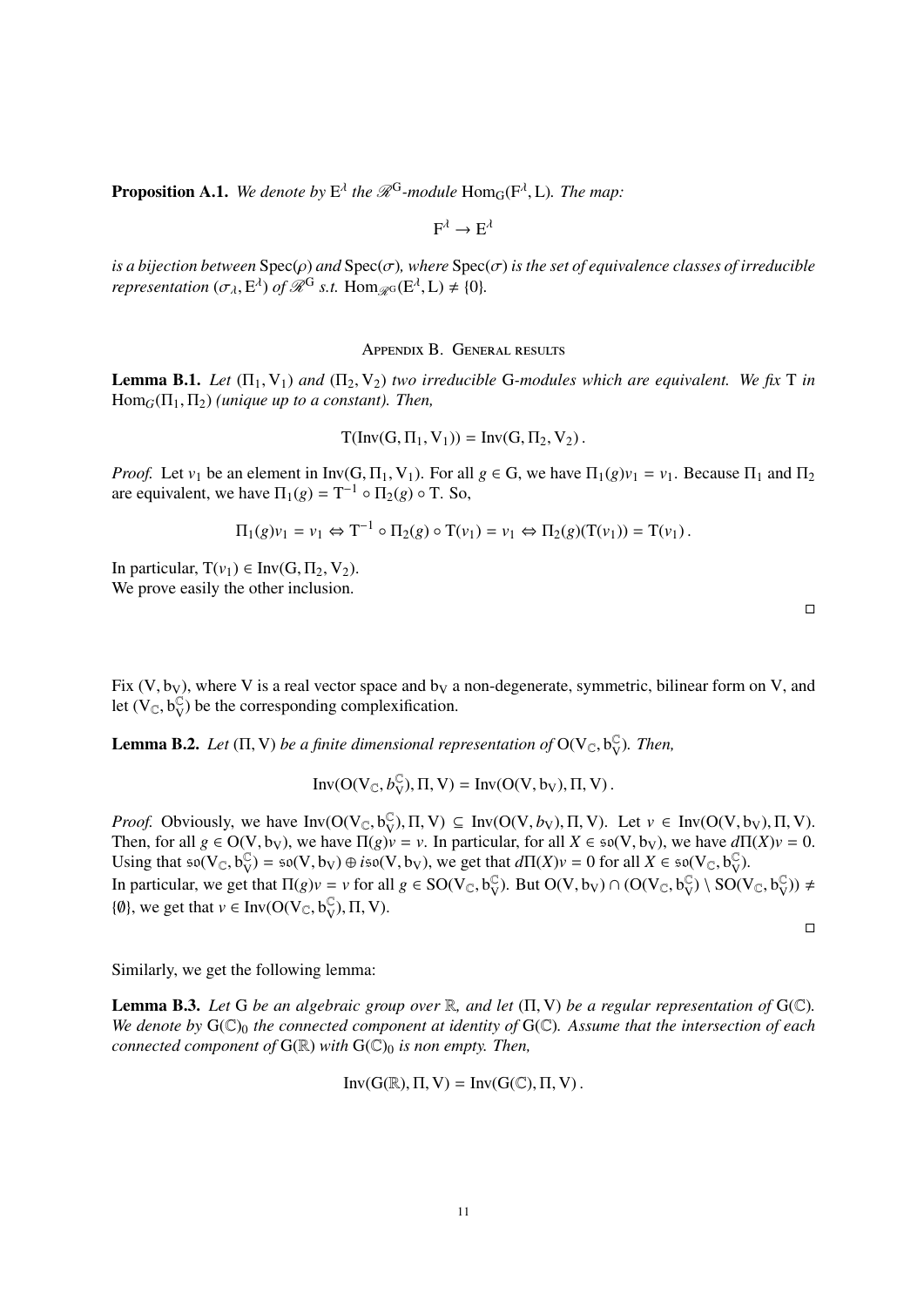**Proposition A.1.** *We denote by $E^\lambda$ the $\mathscr{R}^G$-module $\mathrm{Hom}_G(F^\lambda, L)$. The map:*

$$F^\lambda \to E^\lambda$$

*is a bijection between $\mathrm{Spec}(\rho)$ and $\mathrm{Spec}(\sigma)$, where $\mathrm{Spec}(\sigma)$ is the set of equivalence classes of irreducible representation $(\sigma_\lambda, E^\lambda)$ of $\mathscr{R}^G$ s.t. $\mathrm{Hom}_{\mathscr{R}^G}(E^\lambda, L) \neq \{0\}$.*

## Appendix B. General results

**Lemma B.1.** *Let $(\Pi_1, V_1)$ and $(\Pi_2, V_2)$ two irreducible G-modules which are equivalent. We fix T in $\mathrm{Hom}_G(\Pi_1, \Pi_2)$ (unique up to a constant). Then,*

$$T(\mathrm{Inv}(G, \Pi_1, V_1)) = \mathrm{Inv}(G, \Pi_2, V_2)\,.$$

*Proof.* Let $v_1$ be an element in $\mathrm{Inv}(G, \Pi_1, V_1)$. For all $g \in G$, we have $\Pi_1(g)v_1 = v_1$. Because $\Pi_1$ and $\Pi_2$ are equivalent, we have $\Pi_1(g) = T^{-1} \circ \Pi_2(g) \circ T$. So,

$$\Pi_1(g)v_1 = v_1 \Leftrightarrow T^{-1} \circ \Pi_2(g) \circ T(v_1) = v_1 \Leftrightarrow \Pi_2(g)(T(v_1)) = T(v_1)\,.$$

In particular, $T(v_1) \in \mathrm{Inv}(G, \Pi_2, V_2)$.
We prove easily the other inclusion. □

Fix $(V, b_V)$, where V is a real vector space and $b_V$ a non-degenerate, symmetric, bilinear form on V, and let $(V_{\mathbb{C}}, b_V^{\mathbb{C}})$ be the corresponding complexification.

**Lemma B.2.** *Let $(\Pi, V)$ be a finite dimensional representation of $O(V_{\mathbb{C}}, b_V^{\mathbb{C}})$. Then,*

$$\mathrm{Inv}(O(V_{\mathbb{C}}, b_V^{\mathbb{C}}), \Pi, V) = \mathrm{Inv}(O(V, b_V), \Pi, V)\,.$$

*Proof.* Obviously, we have $\mathrm{Inv}(O(V_{\mathbb{C}}, b_V^{\mathbb{C}}), \Pi, V) \subseteq \mathrm{Inv}(O(V, b_V), \Pi, V)$. Let $v \in \mathrm{Inv}(O(V, b_V), \Pi, V)$. Then, for all $g \in O(V, b_V)$, we have $\Pi(g)v = v$. In particular, for all $X \in \mathfrak{so}(V, b_V)$, we have $d\Pi(X)v = 0$. Using that $\mathfrak{so}(V_{\mathbb{C}}, b_V^{\mathbb{C}}) = \mathfrak{so}(V, b_V) \oplus i\mathfrak{so}(V, b_V)$, we get that $d\Pi(X)v = 0$ for all $X \in \mathfrak{so}(V_{\mathbb{C}}, b_V^{\mathbb{C}})$.
In particular, we get that $\Pi(g)v = v$ for all $g \in SO(V_{\mathbb{C}}, b_V^{\mathbb{C}})$. But $O(V, b_V) \cap (O(V_{\mathbb{C}}, b_V^{\mathbb{C}}) \setminus SO(V_{\mathbb{C}}, b_V^{\mathbb{C}})) \neq \{\emptyset\}$, we get that $v \in \mathrm{Inv}(O(V_{\mathbb{C}}, b_V^{\mathbb{C}}), \Pi, V)$. □

Similarly, we get the following lemma:

**Lemma B.3.** *Let G be an algebraic group over $\mathbb{R}$, and let $(\Pi, V)$ be a regular representation of $G(\mathbb{C})$. We denote by $G(\mathbb{C})_0$ the connected component at identity of $G(\mathbb{C})$. Assume that the intersection of each connected component of $G(\mathbb{R})$ with $G(\mathbb{C})_0$ is non empty. Then,*

$$\mathrm{Inv}(G(\mathbb{R}), \Pi, V) = \mathrm{Inv}(G(\mathbb{C}), \Pi, V)\,.$$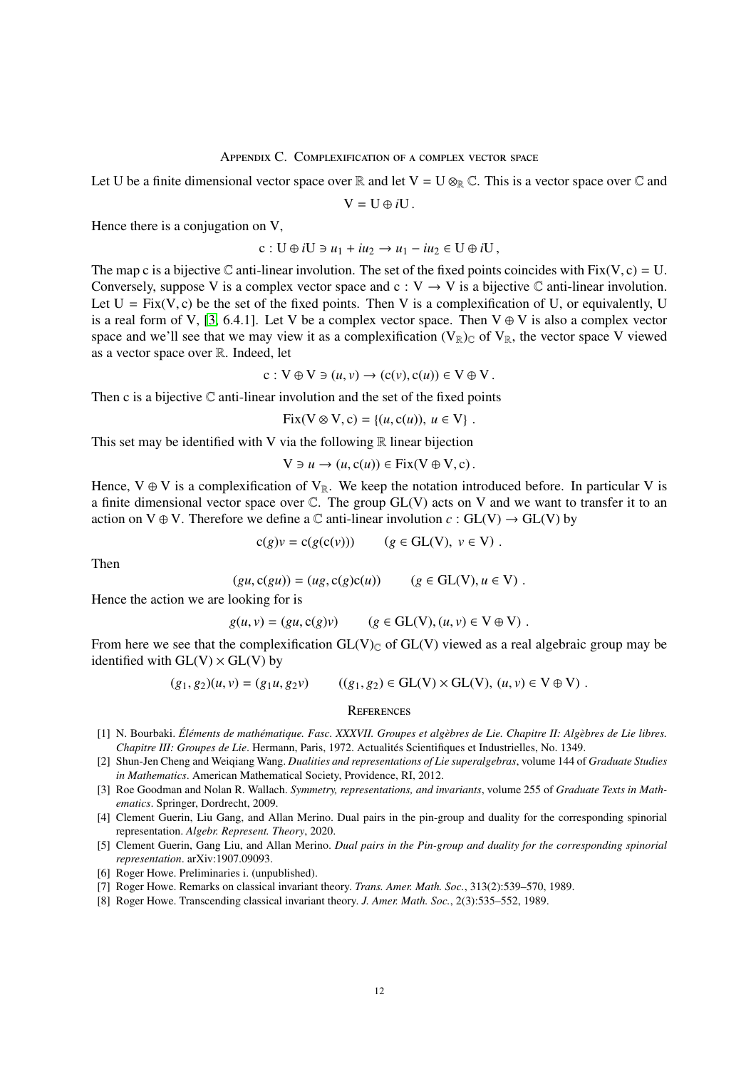## Appendix C. Complexification of a complex vector space

Let U be a finite dimensional vector space over $\mathbb{R}$ and let $\mathrm{V} = \mathrm{U} \otimes_{\mathbb{R}} \mathbb{C}$. This is a vector space over $\mathbb{C}$ and

$$\mathrm{V} = \mathrm{U} \oplus i\mathrm{U}\,.$$

Hence there is a conjugation on V,

$$\mathrm{c} : \mathrm{U} \oplus i\mathrm{U} \ni u_1 + iu_2 \to u_1 - iu_2 \in \mathrm{U} \oplus i\mathrm{U}\,,$$

The map c is a bijective $\mathbb{C}$ anti-linear involution. The set of the fixed points coincides with $\mathrm{Fix}(\mathrm{V}, \mathrm{c}) = \mathrm{U}$. Conversely, suppose V is a complex vector space and $\mathrm{c} : \mathrm{V} \to \mathrm{V}$ is a bijective $\mathbb{C}$ anti-linear involution. Let $\mathrm{U} = \mathrm{Fix}(\mathrm{V}, \mathrm{c})$ be the set of the fixed points. Then V is a complexification of U, or equivalently, U is a real form of V, [3, 6.4.1]. Let V be a complex vector space. Then $\mathrm{V} \oplus \mathrm{V}$ is also a complex vector space and we'll see that we may view it as a complexification $(\mathrm{V}_{\mathbb{R}})_{\mathbb{C}}$ of $\mathrm{V}_{\mathbb{R}}$, the vector space V viewed as a vector space over $\mathbb{R}$. Indeed, let

$$\mathrm{c} : \mathrm{V} \oplus \mathrm{V} \ni (u, v) \to (\mathrm{c}(v), \mathrm{c}(u)) \in \mathrm{V} \oplus \mathrm{V}\,.$$

Then c is a bijective $\mathbb{C}$ anti-linear involution and the set of the fixed points

$$\mathrm{Fix}(\mathrm{V} \otimes \mathrm{V}, \mathrm{c}) = \{(u, \mathrm{c}(u)),\ u \in \mathrm{V}\}\ .$$

This set may be identified with V via the following $\mathbb{R}$ linear bijection

$$\mathrm{V} \ni u \to (u, \mathrm{c}(u)) \in \mathrm{Fix}(\mathrm{V} \oplus \mathrm{V}, \mathrm{c})\,.$$

Hence, $\mathrm{V} \oplus \mathrm{V}$ is a complexification of $\mathrm{V}_{\mathbb{R}}$. We keep the notation introduced before. In particular V is a finite dimensional vector space over $\mathbb{C}$. The group GL(V) acts on V and we want to transfer it to an action on $\mathrm{V} \oplus \mathrm{V}$. Therefore we define a $\mathbb{C}$ anti-linear involution $c : \mathrm{GL}(\mathrm{V}) \to \mathrm{GL}(\mathrm{V})$ by

$$\mathrm{c}(g)v = \mathrm{c}(g(\mathrm{c}(v))) \qquad (g \in \mathrm{GL}(\mathrm{V}),\ v \in \mathrm{V})\ .$$

Then

$$(gu, \mathrm{c}(gu)) = (ug, \mathrm{c}(g)\mathrm{c}(u)) \qquad (g \in \mathrm{GL}(\mathrm{V}), u \in \mathrm{V})\ .$$

Hence the action we are looking for is

$$g(u, v) = (gu, \mathrm{c}(g)v) \qquad (g \in \mathrm{GL}(\mathrm{V}), (u, v) \in \mathrm{V} \oplus \mathrm{V})\ .$$

From here we see that the complexification $\mathrm{GL}(\mathrm{V})_{\mathbb{C}}$ of GL(V) viewed as a real algebraic group may be identified with $\mathrm{GL}(\mathrm{V}) \times \mathrm{GL}(\mathrm{V})$ by

$$(g_1, g_2)(u, v) = (g_1 u, g_2 v) \qquad ((g_1, g_2) \in \mathrm{GL}(\mathrm{V}) \times \mathrm{GL}(\mathrm{V}),\ (u, v) \in \mathrm{V} \oplus \mathrm{V})\ .$$

## References

[1] N. Bourbaki. *Éléments de mathématique. Fasc. XXXVII. Groupes et algèbres de Lie. Chapitre II: Algèbres de Lie libres. Chapitre III: Groupes de Lie*. Hermann, Paris, 1972. Actualités Scientifiques et Industrielles, No. 1349.

[2] Shun-Jen Cheng and Weiqiang Wang. *Dualities and representations of Lie superalgebras*, volume 144 of *Graduate Studies in Mathematics*. American Mathematical Society, Providence, RI, 2012.

[3] Roe Goodman and Nolan R. Wallach. *Symmetry, representations, and invariants*, volume 255 of *Graduate Texts in Mathematics*. Springer, Dordrecht, 2009.

[4] Clement Guerin, Liu Gang, and Allan Merino. Dual pairs in the pin-group and duality for the corresponding spinorial representation. *Algebr. Represent. Theory*, 2020.

[5] Clement Guerin, Gang Liu, and Allan Merino. *Dual pairs in the Pin-group and duality for the corresponding spinorial representation*. arXiv:1907.09093.

[6] Roger Howe. Preliminaries i. (unpublished).

[7] Roger Howe. Remarks on classical invariant theory. *Trans. Amer. Math. Soc.*, 313(2):539–570, 1989.

[8] Roger Howe. Transcending classical invariant theory. *J. Amer. Math. Soc.*, 2(3):535–552, 1989.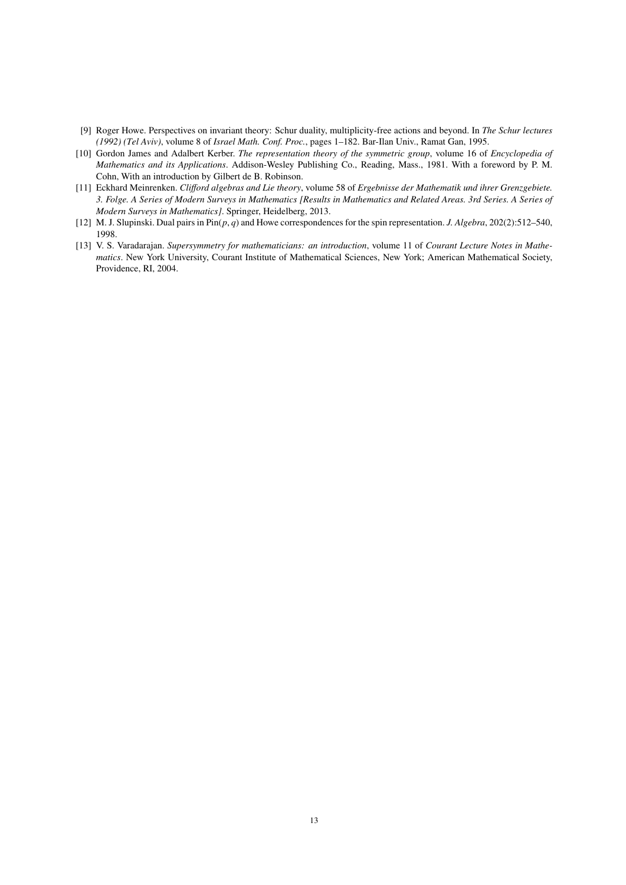[9] Roger Howe. Perspectives on invariant theory: Schur duality, multiplicity-free actions and beyond. In *The Schur lectures (1992) (Tel Aviv)*, volume 8 of *Israel Math. Conf. Proc.*, pages 1–182. Bar-Ilan Univ., Ramat Gan, 1995.

[10] Gordon James and Adalbert Kerber. *The representation theory of the symmetric group*, volume 16 of *Encyclopedia of Mathematics and its Applications*. Addison-Wesley Publishing Co., Reading, Mass., 1981. With a foreword by P. M. Cohn, With an introduction by Gilbert de B. Robinson.

[11] Eckhard Meinrenken. *Clifford algebras and Lie theory*, volume 58 of *Ergebnisse der Mathematik und ihrer Grenzgebiete. 3. Folge. A Series of Modern Surveys in Mathematics [Results in Mathematics and Related Areas. 3rd Series. A Series of Modern Surveys in Mathematics]*. Springer, Heidelberg, 2013.

[12] M. J. Slupinski. Dual pairs in $\mathrm{Pin}(p, q)$ and Howe correspondences for the spin representation. *J. Algebra*, 202(2):512–540, 1998.

[13] V. S. Varadarajan. *Supersymmetry for mathematicians: an introduction*, volume 11 of *Courant Lecture Notes in Mathematics*. New York University, Courant Institute of Mathematical Sciences, New York; American Mathematical Society, Providence, RI, 2004.